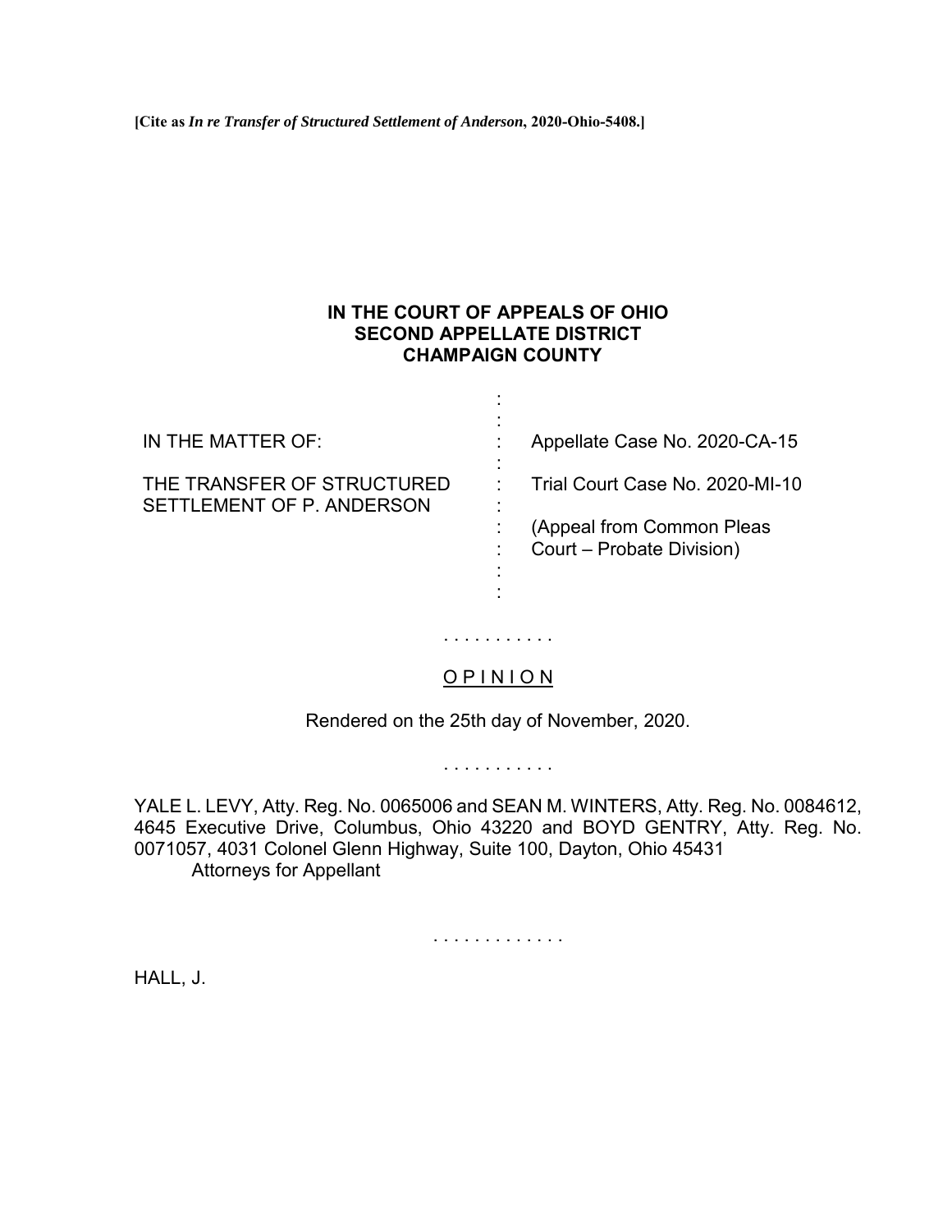**[Cite as *In re Transfer of Structured Settlement of Anderson*, 2020-Ohio-5408.]**

**IN THE COURT OF APPEALS OF OHIO**
**SECOND APPELLATE DISTRICT**
**CHAMPAIGN COUNTY**

| | | |
|---|---|---|
| IN THE MATTER OF: | : | Appellate Case No. 2020-CA-15 |
| THE TRANSFER OF STRUCTURED SETTLEMENT OF P. ANDERSON | : | Trial Court Case No. 2020-MI-10 |
| | : | (Appeal from Common Pleas Court – Probate Division) |

. . . . . . . . . . .

O P I N I O N

Rendered on the 25th day of November, 2020.

. . . . . . . . . . .

YALE L. LEVY, Atty. Reg. No. 0065006 and SEAN M. WINTERS, Atty. Reg. No. 0084612, 4645 Executive Drive, Columbus, Ohio 43220 and BOYD GENTRY, Atty. Reg. No. 0071057, 4031 Colonel Glenn Highway, Suite 100, Dayton, Ohio 45431
Attorneys for Appellant

. . . . . . . . . . . . .

HALL, J.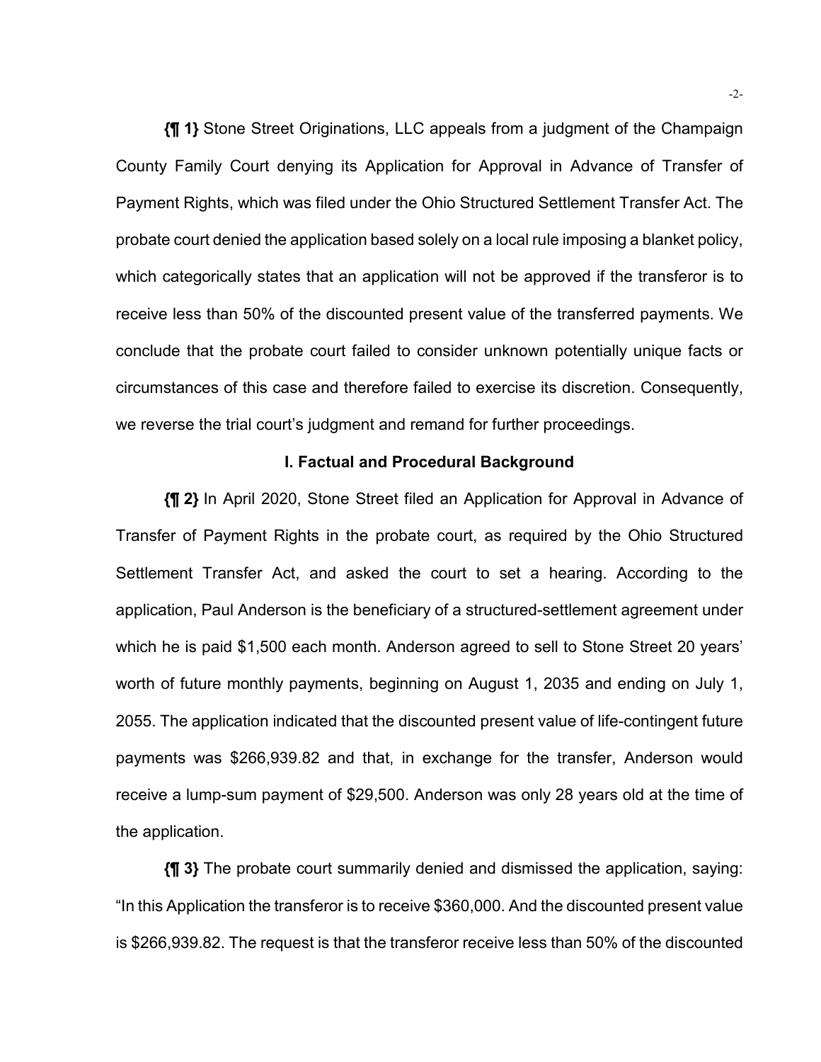**{¶ 1}** Stone Street Originations, LLC appeals from a judgment of the Champaign County Family Court denying its Application for Approval in Advance of Transfer of Payment Rights, which was filed under the Ohio Structured Settlement Transfer Act. The probate court denied the application based solely on a local rule imposing a blanket policy, which categorically states that an application will not be approved if the transferor is to receive less than 50% of the discounted present value of the transferred payments. We conclude that the probate court failed to consider unknown potentially unique facts or circumstances of this case and therefore failed to exercise its discretion. Consequently, we reverse the trial court's judgment and remand for further proceedings.

## I. Factual and Procedural Background

**{¶ 2}** In April 2020, Stone Street filed an Application for Approval in Advance of Transfer of Payment Rights in the probate court, as required by the Ohio Structured Settlement Transfer Act, and asked the court to set a hearing. According to the application, Paul Anderson is the beneficiary of a structured-settlement agreement under which he is paid $1,500 each month. Anderson agreed to sell to Stone Street 20 years' worth of future monthly payments, beginning on August 1, 2035 and ending on July 1, 2055. The application indicated that the discounted present value of life-contingent future payments was $266,939.82 and that, in exchange for the transfer, Anderson would receive a lump-sum payment of $29,500. Anderson was only 28 years old at the time of the application.

**{¶ 3}** The probate court summarily denied and dismissed the application, saying: "In this Application the transferor is to receive $360,000. And the discounted present value is $266,939.82. The request is that the transferor receive less than 50% of the discounted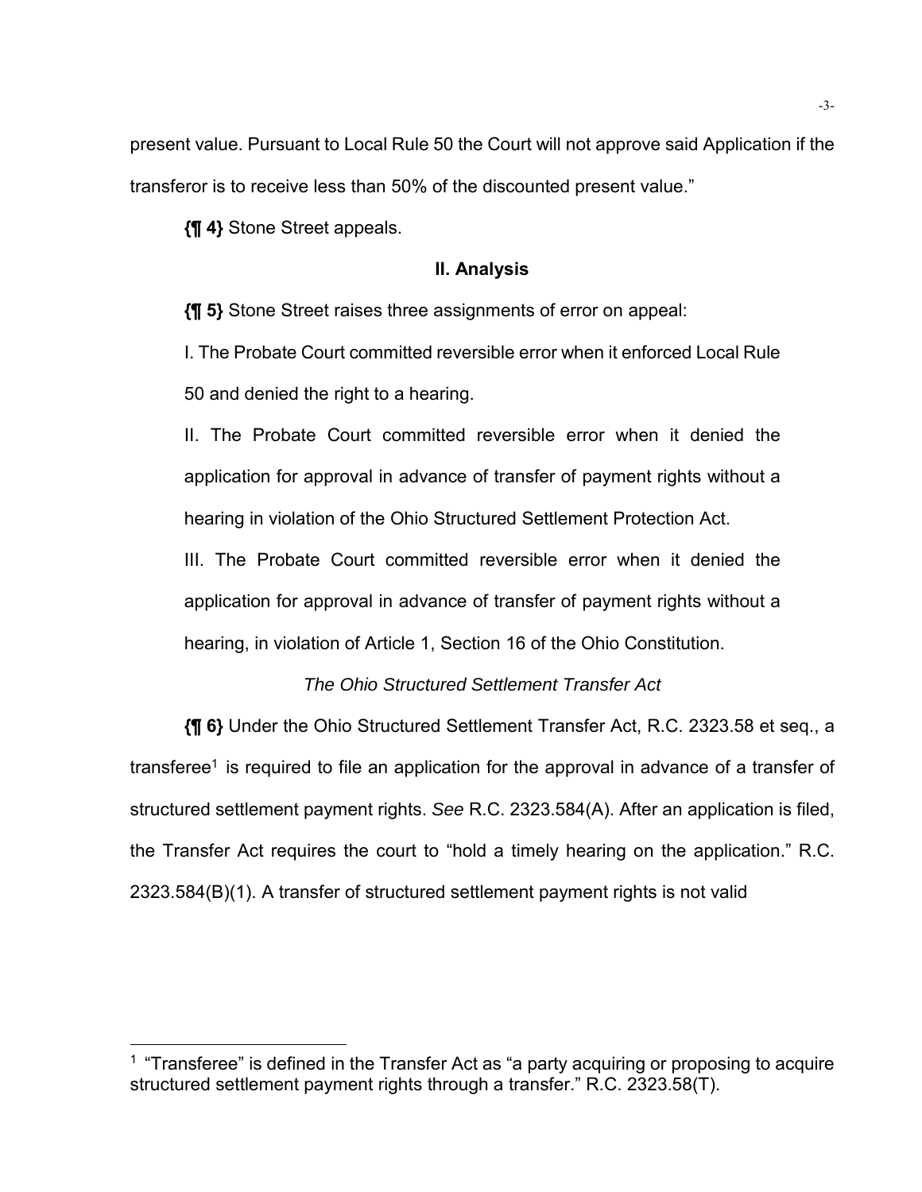present value. Pursuant to Local Rule 50 the Court will not approve said Application if the transferor is to receive less than 50% of the discounted present value."

**{¶ 4}** Stone Street appeals.

## II. Analysis

**{¶ 5}** Stone Street raises three assignments of error on appeal:

> I. The Probate Court committed reversible error when it enforced Local Rule 50 and denied the right to a hearing.
>
> II. The Probate Court committed reversible error when it denied the application for approval in advance of transfer of payment rights without a hearing in violation of the Ohio Structured Settlement Protection Act.
>
> III. The Probate Court committed reversible error when it denied the application for approval in advance of transfer of payment rights without a hearing, in violation of Article 1, Section 16 of the Ohio Constitution.

### *The Ohio Structured Settlement Transfer Act*

**{¶ 6}** Under the Ohio Structured Settlement Transfer Act, R.C. 2323.58 et seq., a transferee[1] is required to file an application for the approval in advance of a transfer of structured settlement payment rights. *See* R.C. 2323.584(A). After an application is filed, the Transfer Act requires the court to "hold a timely hearing on the application." R.C. 2323.584(B)(1). A transfer of structured settlement payment rights is not valid

---

[1] "Transferee" is defined in the Transfer Act as "a party acquiring or proposing to acquire structured settlement payment rights through a transfer." R.C. 2323.58(T).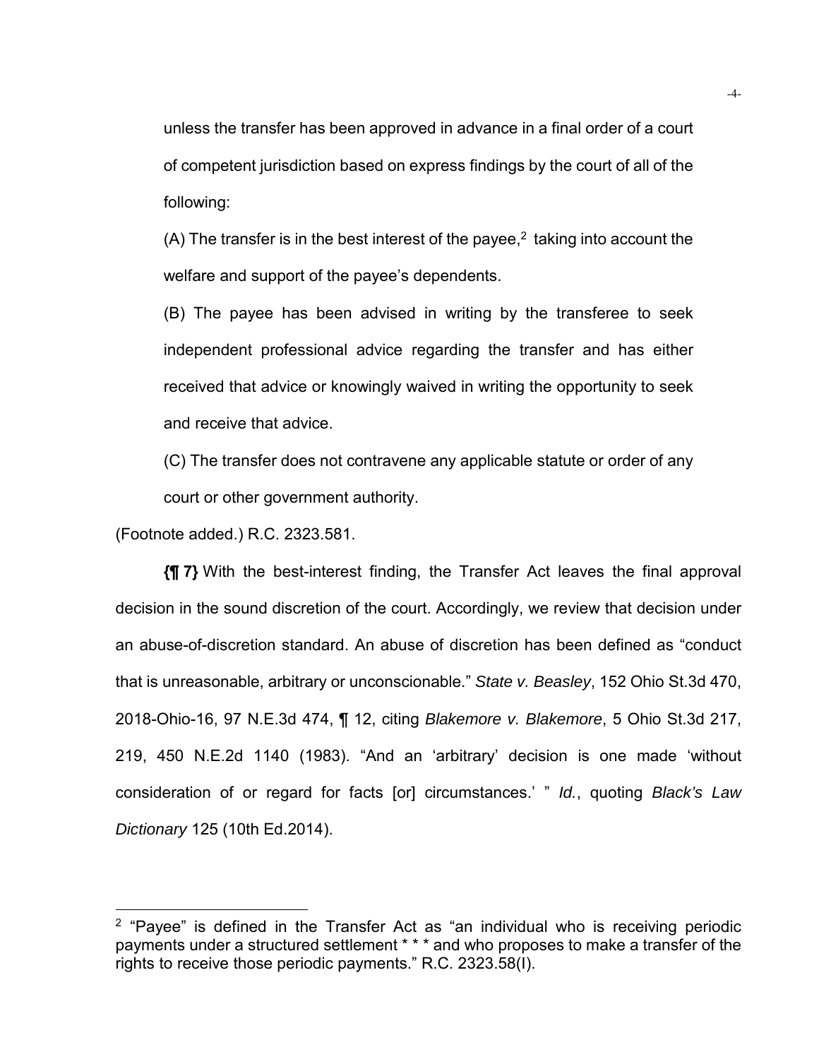unless the transfer has been approved in advance in a final order of a court of competent jurisdiction based on express findings by the court of all of the following:

(A) The transfer is in the best interest of the payee,[2] taking into account the welfare and support of the payee's dependents.

(B) The payee has been advised in writing by the transferee to seek independent professional advice regarding the transfer and has either received that advice or knowingly waived in writing the opportunity to seek and receive that advice.

(C) The transfer does not contravene any applicable statute or order of any court or other government authority.

(Footnote added.) R.C. 2323.581.

**{¶ 7}** With the best-interest finding, the Transfer Act leaves the final approval decision in the sound discretion of the court. Accordingly, we review that decision under an abuse-of-discretion standard. An abuse of discretion has been defined as "conduct that is unreasonable, arbitrary or unconscionable." *State v. Beasley*, 152 Ohio St.3d 470, 2018-Ohio-16, 97 N.E.3d 474, ¶ 12, citing *Blakemore v. Blakemore*, 5 Ohio St.3d 217, 219, 450 N.E.2d 1140 (1983). "And an 'arbitrary' decision is one made 'without consideration of or regard for facts [or] circumstances.' " *Id.*, quoting *Black's Law Dictionary* 125 (10th Ed.2014).

---

[2] "Payee" is defined in the Transfer Act as "an individual who is receiving periodic payments under a structured settlement * * * and who proposes to make a transfer of the rights to receive those periodic payments." R.C. 2323.58(I).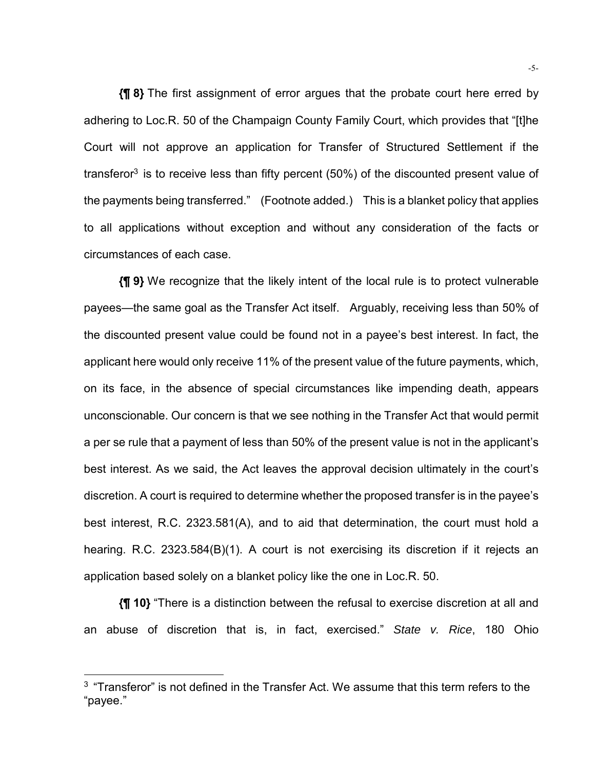**{¶ 8}** The first assignment of error argues that the probate court here erred by adhering to Loc.R. 50 of the Champaign County Family Court, which provides that "[t]he Court will not approve an application for Transfer of Structured Settlement if the transferor[3] is to receive less than fifty percent (50%) of the discounted present value of the payments being transferred." (Footnote added.) This is a blanket policy that applies to all applications without exception and without any consideration of the facts or circumstances of each case.

**{¶ 9}** We recognize that the likely intent of the local rule is to protect vulnerable payees—the same goal as the Transfer Act itself. Arguably, receiving less than 50% of the discounted present value could be found not in a payee's best interest. In fact, the applicant here would only receive 11% of the present value of the future payments, which, on its face, in the absence of special circumstances like impending death, appears unconscionable. Our concern is that we see nothing in the Transfer Act that would permit a per se rule that a payment of less than 50% of the present value is not in the applicant's best interest. As we said, the Act leaves the approval decision ultimately in the court's discretion. A court is required to determine whether the proposed transfer is in the payee's best interest, R.C. 2323.581(A), and to aid that determination, the court must hold a hearing. R.C. 2323.584(B)(1). A court is not exercising its discretion if it rejects an application based solely on a blanket policy like the one in Loc.R. 50.

**{¶ 10}** "There is a distinction between the refusal to exercise discretion at all and an abuse of discretion that is, in fact, exercised." *State v. Rice*, 180 Ohio

---

[3] "Transferor" is not defined in the Transfer Act. We assume that this term refers to the "payee."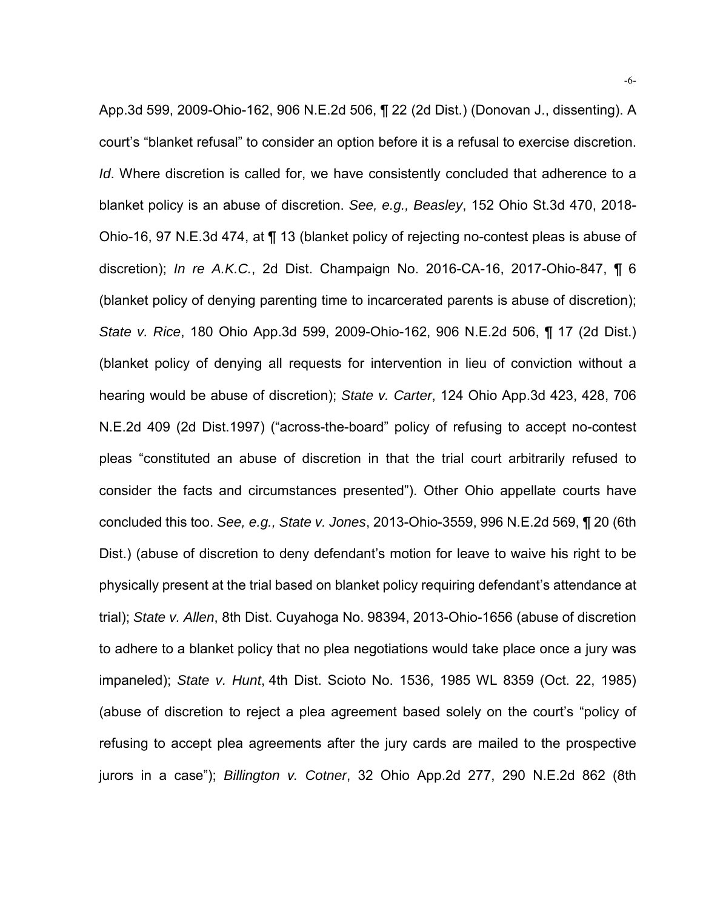App.3d 599, 2009-Ohio-162, 906 N.E.2d 506, ¶ 22 (2d Dist.) (Donovan J., dissenting). A court's "blanket refusal" to consider an option before it is a refusal to exercise discretion. *Id*. Where discretion is called for, we have consistently concluded that adherence to a blanket policy is an abuse of discretion. *See, e.g., Beasley*, 152 Ohio St.3d 470, 2018-Ohio-16, 97 N.E.3d 474, at ¶ 13 (blanket policy of rejecting no-contest pleas is abuse of discretion); *In re A.K.C.*, 2d Dist. Champaign No. 2016-CA-16, 2017-Ohio-847, ¶ 6 (blanket policy of denying parenting time to incarcerated parents is abuse of discretion); *State v. Rice*, 180 Ohio App.3d 599, 2009-Ohio-162, 906 N.E.2d 506, ¶ 17 (2d Dist.) (blanket policy of denying all requests for intervention in lieu of conviction without a hearing would be abuse of discretion); *State v. Carter*, 124 Ohio App.3d 423, 428, 706 N.E.2d 409 (2d Dist.1997) ("across-the-board" policy of refusing to accept no-contest pleas "constituted an abuse of discretion in that the trial court arbitrarily refused to consider the facts and circumstances presented"). Other Ohio appellate courts have concluded this too. *See, e.g., State v. Jones*, 2013-Ohio-3559, 996 N.E.2d 569, ¶ 20 (6th Dist.) (abuse of discretion to deny defendant's motion for leave to waive his right to be physically present at the trial based on blanket policy requiring defendant's attendance at trial); *State v. Allen*, 8th Dist. Cuyahoga No. 98394, 2013-Ohio-1656 (abuse of discretion to adhere to a blanket policy that no plea negotiations would take place once a jury was impaneled); *State v. Hunt*, 4th Dist. Scioto No. 1536, 1985 WL 8359 (Oct. 22, 1985) (abuse of discretion to reject a plea agreement based solely on the court's "policy of refusing to accept plea agreements after the jury cards are mailed to the prospective jurors in a case"); *Billington v. Cotner*, 32 Ohio App.2d 277, 290 N.E.2d 862 (8th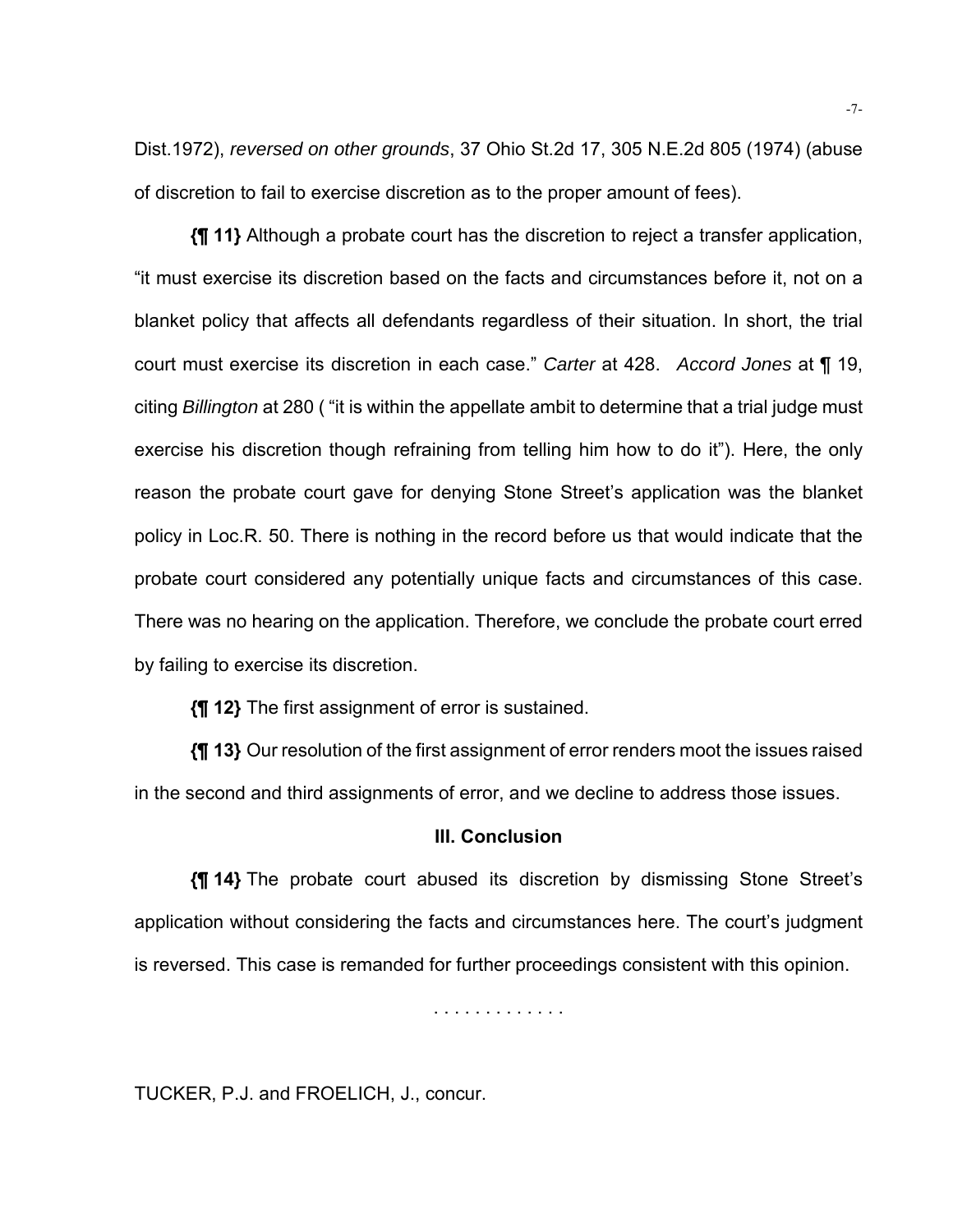Dist.1972), *reversed on other grounds*, 37 Ohio St.2d 17, 305 N.E.2d 805 (1974) (abuse of discretion to fail to exercise discretion as to the proper amount of fees).

**{¶ 11}** Although a probate court has the discretion to reject a transfer application, "it must exercise its discretion based on the facts and circumstances before it, not on a blanket policy that affects all defendants regardless of their situation. In short, the trial court must exercise its discretion in each case." *Carter* at 428. *Accord Jones* at ¶ 19, citing *Billington* at 280 ( "it is within the appellate ambit to determine that a trial judge must exercise his discretion though refraining from telling him how to do it"). Here, the only reason the probate court gave for denying Stone Street's application was the blanket policy in Loc.R. 50. There is nothing in the record before us that would indicate that the probate court considered any potentially unique facts and circumstances of this case. There was no hearing on the application. Therefore, we conclude the probate court erred by failing to exercise its discretion.

**{¶ 12}** The first assignment of error is sustained.

**{¶ 13}** Our resolution of the first assignment of error renders moot the issues raised in the second and third assignments of error, and we decline to address those issues.

### III. Conclusion

**{¶ 14}** The probate court abused its discretion by dismissing Stone Street's application without considering the facts and circumstances here. The court's judgment is reversed. This case is remanded for further proceedings consistent with this opinion.

. . . . . . . . . . . . .

TUCKER, P.J. and FROELICH, J., concur.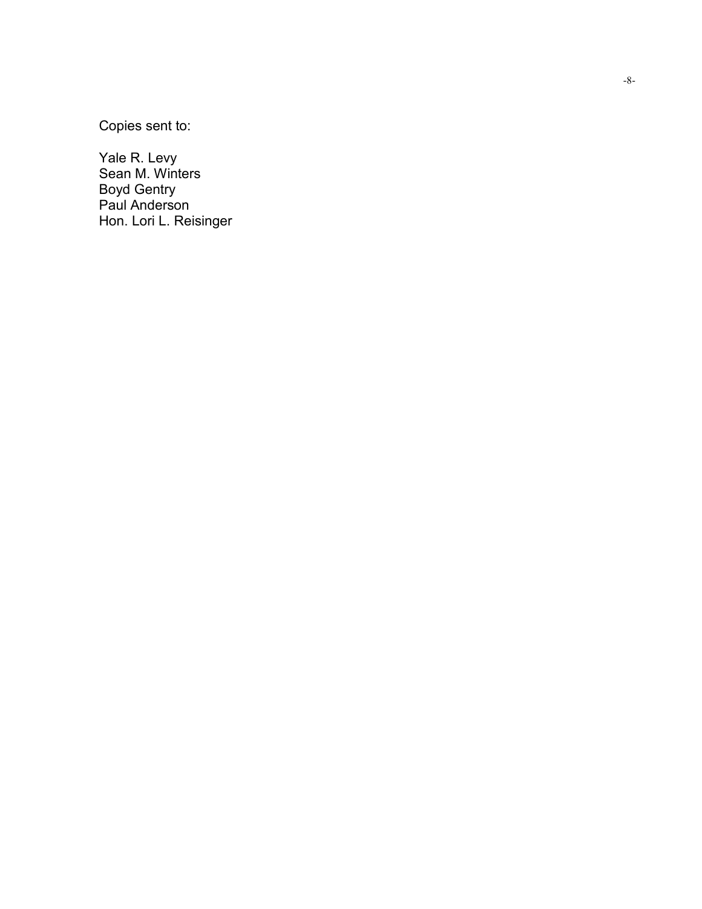Copies sent to:

Yale R. Levy
Sean M. Winters
Boyd Gentry
Paul Anderson
Hon. Lori L. Reisinger